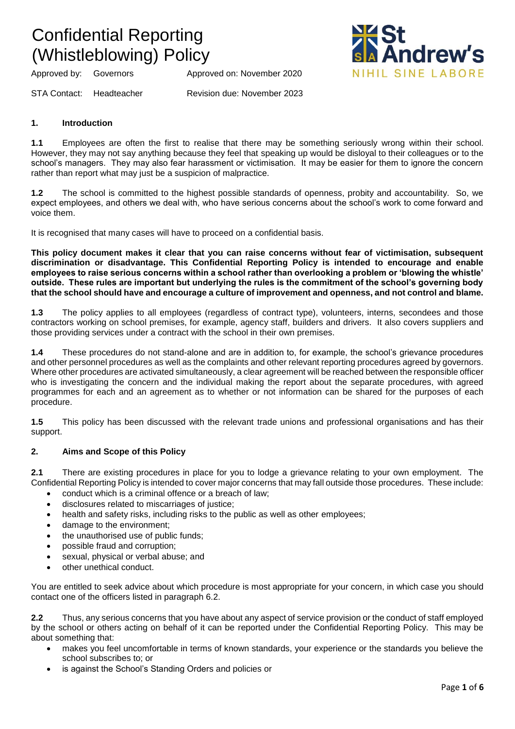# Confidential Reporting (Whistleblowing) Policy

St Andrew's
NIHIL SINE LABORE

| Approved by: | Governors | Approved on: November 2020 |
|---|---|---|
| STA Contact: | Headteacher | Revision due: November 2023 |

## 1. Introduction

**1.1** Employees are often the first to realise that there may be something seriously wrong within their school. However, they may not say anything because they feel that speaking up would be disloyal to their colleagues or to the school's managers. They may also fear harassment or victimisation. It may be easier for them to ignore the concern rather than report what may just be a suspicion of malpractice.

**1.2** The school is committed to the highest possible standards of openness, probity and accountability. So, we expect employees, and others we deal with, who have serious concerns about the school's work to come forward and voice them.

It is recognised that many cases will have to proceed on a confidential basis.

**This policy document makes it clear that you can raise concerns without fear of victimisation, subsequent discrimination or disadvantage. This Confidential Reporting Policy is intended to encourage and enable employees to raise serious concerns within a school rather than overlooking a problem or 'blowing the whistle' outside. These rules are important but underlying the rules is the commitment of the school's governing body that the school should have and encourage a culture of improvement and openness, and not control and blame.**

**1.3** The policy applies to all employees (regardless of contract type), volunteers, interns, secondees and those contractors working on school premises, for example, agency staff, builders and drivers. It also covers suppliers and those providing services under a contract with the school in their own premises.

**1.4** These procedures do not stand-alone and are in addition to, for example, the school's grievance procedures and other personnel procedures as well as the complaints and other relevant reporting procedures agreed by governors. Where other procedures are activated simultaneously, a clear agreement will be reached between the responsible officer who is investigating the concern and the individual making the report about the separate procedures, with agreed programmes for each and an agreement as to whether or not information can be shared for the purposes of each procedure.

**1.5** This policy has been discussed with the relevant trade unions and professional organisations and has their support.

## 2. Aims and Scope of this Policy

**2.1** There are existing procedures in place for you to lodge a grievance relating to your own employment. The Confidential Reporting Policy is intended to cover major concerns that may fall outside those procedures. These include:

- conduct which is a criminal offence or a breach of law;
- disclosures related to miscarriages of justice;
- health and safety risks, including risks to the public as well as other employees;
- damage to the environment;
- the unauthorised use of public funds;
- possible fraud and corruption;
- sexual, physical or verbal abuse; and
- other unethical conduct.

You are entitled to seek advice about which procedure is most appropriate for your concern, in which case you should contact one of the officers listed in paragraph 6.2.

**2.2** Thus, any serious concerns that you have about any aspect of service provision or the conduct of staff employed by the school or others acting on behalf of it can be reported under the Confidential Reporting Policy. This may be about something that:

- makes you feel uncomfortable in terms of known standards, your experience or the standards you believe the school subscribes to; or
- is against the School's Standing Orders and policies or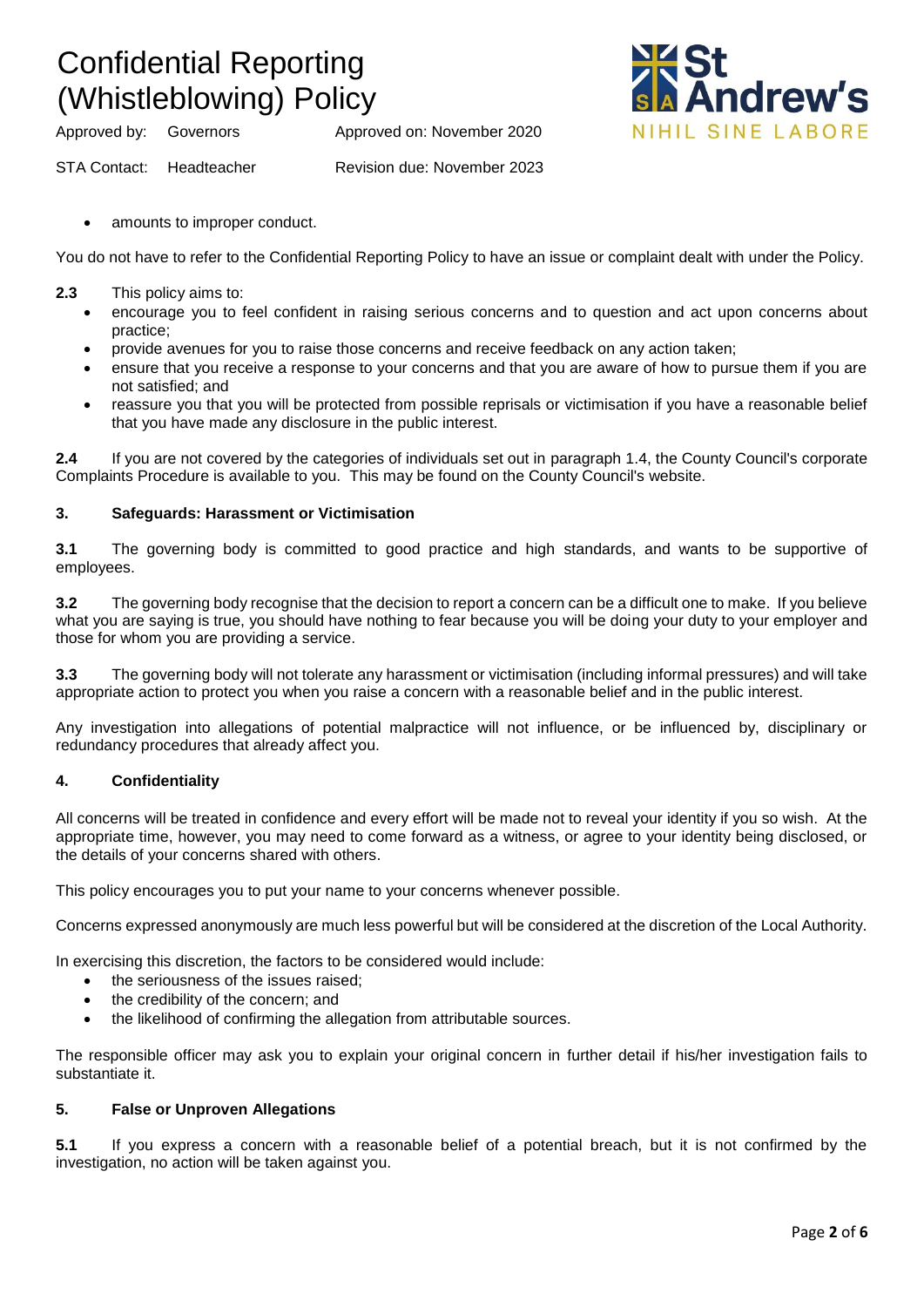- amounts to improper conduct.

You do not have to refer to the Confidential Reporting Policy to have an issue or complaint dealt with under the Policy.

**2.3** This policy aims to:

- encourage you to feel confident in raising serious concerns and to question and act upon concerns about practice;
- provide avenues for you to raise those concerns and receive feedback on any action taken;
- ensure that you receive a response to your concerns and that you are aware of how to pursue them if you are not satisfied; and
- reassure you that you will be protected from possible reprisals or victimisation if you have a reasonable belief that you have made any disclosure in the public interest.

**2.4** If you are not covered by the categories of individuals set out in paragraph 1.4, the County Council's corporate Complaints Procedure is available to you. This may be found on the County Council's website.

### 3. Safeguards: Harassment or Victimisation

**3.1** The governing body is committed to good practice and high standards, and wants to be supportive of employees.

**3.2** The governing body recognise that the decision to report a concern can be a difficult one to make. If you believe what you are saying is true, you should have nothing to fear because you will be doing your duty to your employer and those for whom you are providing a service.

**3.3** The governing body will not tolerate any harassment or victimisation (including informal pressures) and will take appropriate action to protect you when you raise a concern with a reasonable belief and in the public interest.

Any investigation into allegations of potential malpractice will not influence, or be influenced by, disciplinary or redundancy procedures that already affect you.

### 4. Confidentiality

All concerns will be treated in confidence and every effort will be made not to reveal your identity if you so wish. At the appropriate time, however, you may need to come forward as a witness, or agree to your identity being disclosed, or the details of your concerns shared with others.

This policy encourages you to put your name to your concerns whenever possible.

Concerns expressed anonymously are much less powerful but will be considered at the discretion of the Local Authority.

In exercising this discretion, the factors to be considered would include:

- the seriousness of the issues raised;
- the credibility of the concern; and
- the likelihood of confirming the allegation from attributable sources.

The responsible officer may ask you to explain your original concern in further detail if his/her investigation fails to substantiate it.

### 5. False or Unproven Allegations

**5.1** If you express a concern with a reasonable belief of a potential breach, but it is not confirmed by the investigation, no action will be taken against you.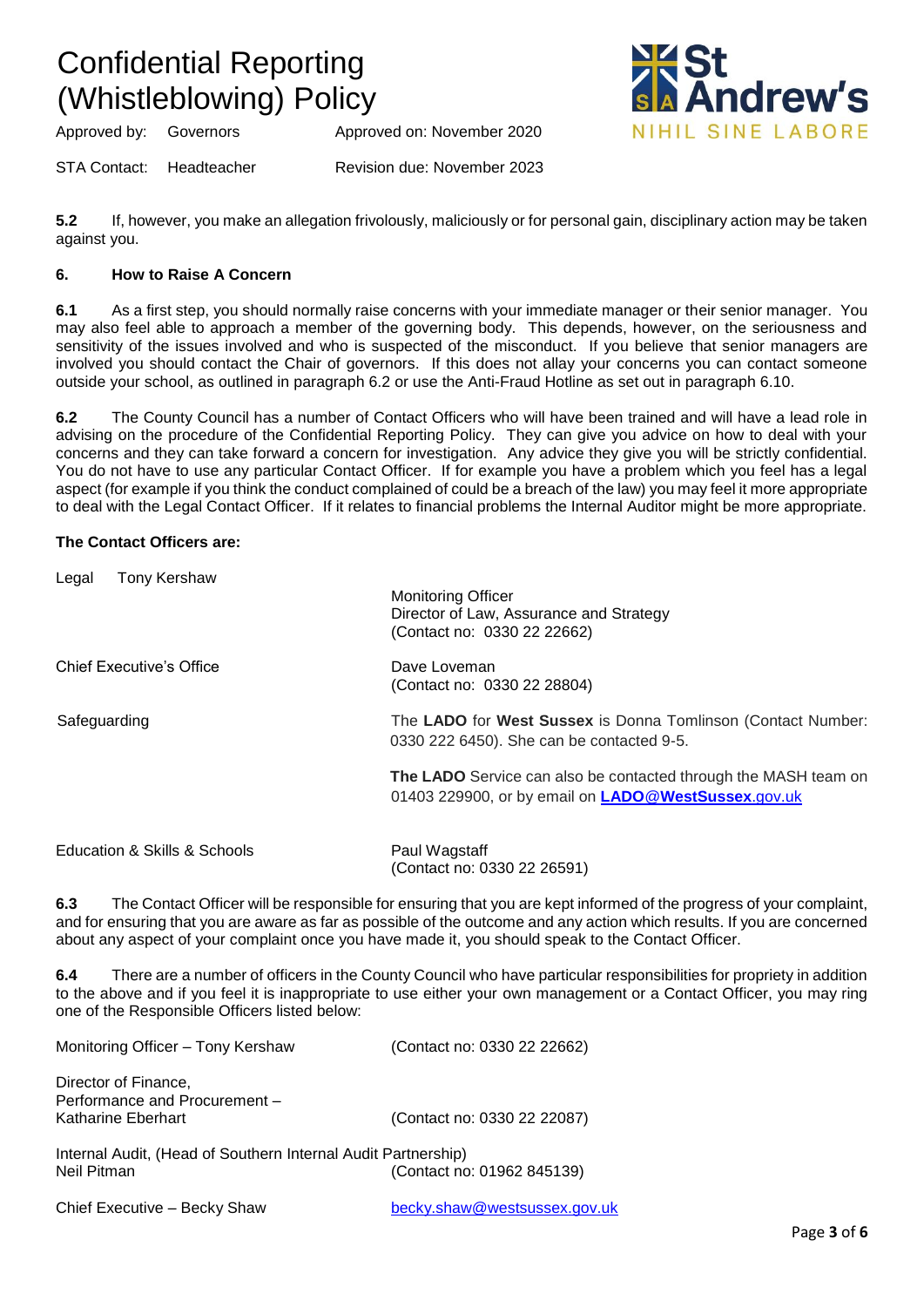**5.2** If, however, you make an allegation frivolously, maliciously or for personal gain, disciplinary action may be taken against you.

### 6. How to Raise A Concern

**6.1** As a first step, you should normally raise concerns with your immediate manager or their senior manager. You may also feel able to approach a member of the governing body. This depends, however, on the seriousness and sensitivity of the issues involved and who is suspected of the misconduct. If you believe that senior managers are involved you should contact the Chair of governors. If this does not allay your concerns you can contact someone outside your school, as outlined in paragraph 6.2 or use the Anti-Fraud Hotline as set out in paragraph 6.10.

**6.2** The County Council has a number of Contact Officers who will have been trained and will have a lead role in advising on the procedure of the Confidential Reporting Policy. They can give you advice on how to deal with your concerns and they can take forward a concern for investigation. Any advice they give you will be strictly confidential. You do not have to use any particular Contact Officer. If for example you have a problem which you feel has a legal aspect (for example if you think the conduct complained of could be a breach of the law) you may feel it more appropriate to deal with the Legal Contact Officer. If it relates to financial problems the Internal Auditor might be more appropriate.

**The Contact Officers are:**

| | |
|---|---|
| Legal Tony Kershaw | Monitoring Officer<br>Director of Law, Assurance and Strategy<br>(Contact no: 0330 22 22662) |
| Chief Executive's Office | Dave Loveman<br>(Contact no: 0330 22 28804) |
| Safeguarding | The **LADO** for **West Sussex** is Donna Tomlinson (Contact Number: 0330 222 6450). She can be contacted 9-5.<br><br>**The LADO** Service can also be contacted through the MASH team on 01403 229900, or by email on **LADO@WestSussex**.gov.uk |
| Education & Skills & Schools | Paul Wagstaff<br>(Contact no: 0330 22 26591) |

**6.3** The Contact Officer will be responsible for ensuring that you are kept informed of the progress of your complaint, and for ensuring that you are aware as far as possible of the outcome and any action which results. If you are concerned about any aspect of your complaint once you have made it, you should speak to the Contact Officer.

**6.4** There are a number of officers in the County Council who have particular responsibilities for propriety in addition to the above and if you feel it is inappropriate to use either your own management or a Contact Officer, you may ring one of the Responsible Officers listed below:

| | |
|---|---|
| Monitoring Officer – Tony Kershaw | (Contact no: 0330 22 22662) |
| Director of Finance, Performance and Procurement – Katharine Eberhart | (Contact no: 0330 22 22087) |
| Internal Audit, (Head of Southern Internal Audit Partnership) Neil Pitman | (Contact no: 01962 845139) |
| Chief Executive – Becky Shaw | becky.shaw@westsussex.gov.uk |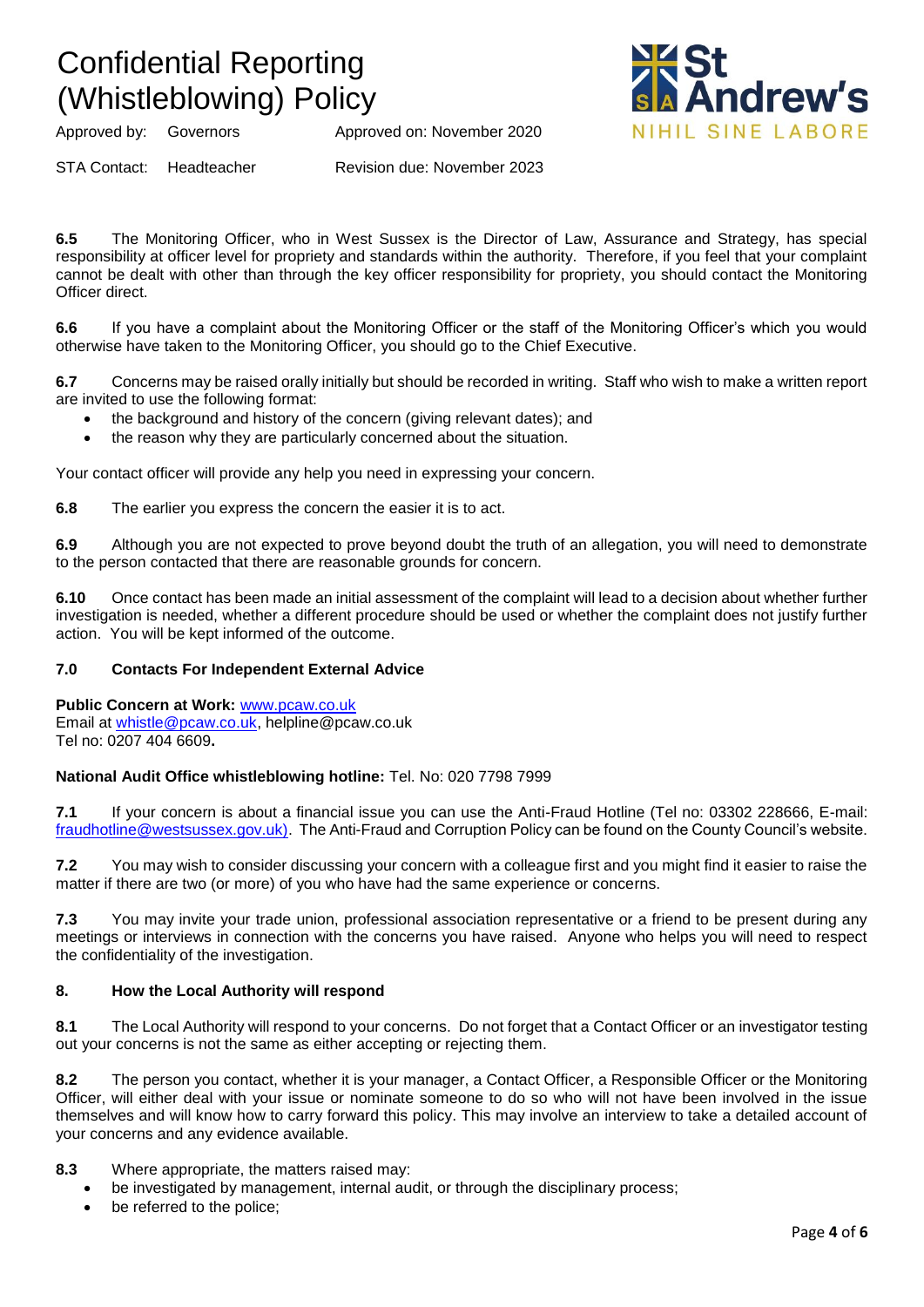**6.5** The Monitoring Officer, who in West Sussex is the Director of Law, Assurance and Strategy, has special responsibility at officer level for propriety and standards within the authority. Therefore, if you feel that your complaint cannot be dealt with other than through the key officer responsibility for propriety, you should contact the Monitoring Officer direct.

**6.6** If you have a complaint about the Monitoring Officer or the staff of the Monitoring Officer's which you would otherwise have taken to the Monitoring Officer, you should go to the Chief Executive.

**6.7** Concerns may be raised orally initially but should be recorded in writing. Staff who wish to make a written report are invited to use the following format:

- the background and history of the concern (giving relevant dates); and
- the reason why they are particularly concerned about the situation.

Your contact officer will provide any help you need in expressing your concern.

**6.8** The earlier you express the concern the easier it is to act.

**6.9** Although you are not expected to prove beyond doubt the truth of an allegation, you will need to demonstrate to the person contacted that there are reasonable grounds for concern.

**6.10** Once contact has been made an initial assessment of the complaint will lead to a decision about whether further investigation is needed, whether a different procedure should be used or whether the complaint does not justify further action. You will be kept informed of the outcome.

### 7.0 Contacts For Independent External Advice

**Public Concern at Work:** www.pcaw.co.uk
Email at whistle@pcaw.co.uk, helpline@pcaw.co.uk
Tel no: 0207 404 6609**.**

**National Audit Office whistleblowing hotline:** Tel. No: 020 7798 7999

**7.1** If your concern is about a financial issue you can use the Anti-Fraud Hotline (Tel no: 03302 228666, E-mail: fraudhotline@westsussex.gov.uk). The Anti-Fraud and Corruption Policy can be found on the County Council's website.

**7.2** You may wish to consider discussing your concern with a colleague first and you might find it easier to raise the matter if there are two (or more) of you who have had the same experience or concerns.

**7.3** You may invite your trade union, professional association representative or a friend to be present during any meetings or interviews in connection with the concerns you have raised. Anyone who helps you will need to respect the confidentiality of the investigation.

### 8. How the Local Authority will respond

**8.1** The Local Authority will respond to your concerns. Do not forget that a Contact Officer or an investigator testing out your concerns is not the same as either accepting or rejecting them.

**8.2** The person you contact, whether it is your manager, a Contact Officer, a Responsible Officer or the Monitoring Officer, will either deal with your issue or nominate someone to do so who will not have been involved in the issue themselves and will know how to carry forward this policy. This may involve an interview to take a detailed account of your concerns and any evidence available.

**8.3** Where appropriate, the matters raised may:

- be investigated by management, internal audit, or through the disciplinary process;
- be referred to the police;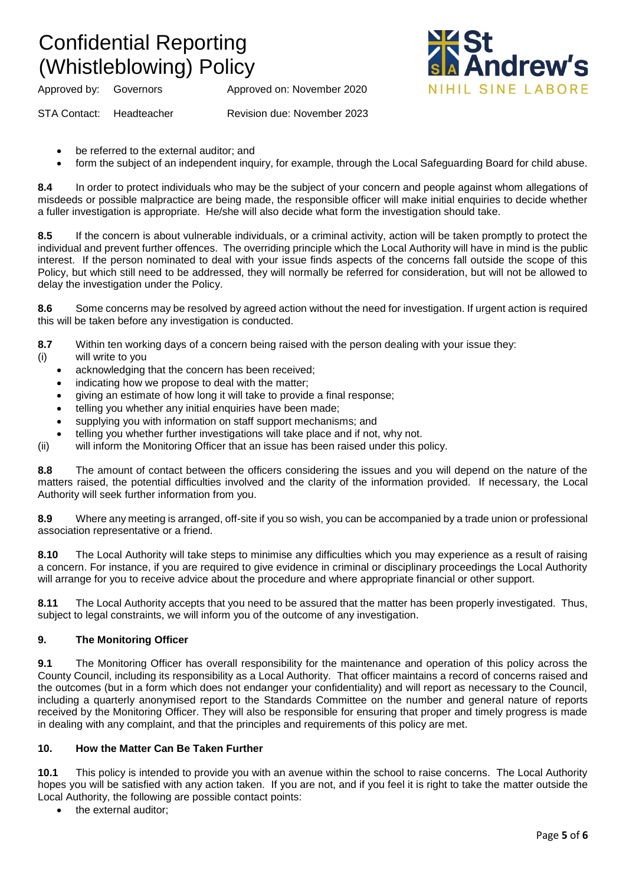- be referred to the external auditor; and
- form the subject of an independent inquiry, for example, through the Local Safeguarding Board for child abuse.

**8.4** In order to protect individuals who may be the subject of your concern and people against whom allegations of misdeeds or possible malpractice are being made, the responsible officer will make initial enquiries to decide whether a fuller investigation is appropriate. He/she will also decide what form the investigation should take.

**8.5** If the concern is about vulnerable individuals, or a criminal activity, action will be taken promptly to protect the individual and prevent further offences. The overriding principle which the Local Authority will have in mind is the public interest. If the person nominated to deal with your issue finds aspects of the concerns fall outside the scope of this Policy, but which still need to be addressed, they will normally be referred for consideration, but will not be allowed to delay the investigation under the Policy.

**8.6** Some concerns may be resolved by agreed action without the need for investigation. If urgent action is required this will be taken before any investigation is conducted.

**8.7** Within ten working days of a concern being raised with the person dealing with your issue they:

(i) will write to you

- acknowledging that the concern has been received;
- indicating how we propose to deal with the matter;
- giving an estimate of how long it will take to provide a final response;
- telling you whether any initial enquiries have been made;
- supplying you with information on staff support mechanisms; and
- telling you whether further investigations will take place and if not, why not.

(ii) will inform the Monitoring Officer that an issue has been raised under this policy.

**8.8** The amount of contact between the officers considering the issues and you will depend on the nature of the matters raised, the potential difficulties involved and the clarity of the information provided. If necessary, the Local Authority will seek further information from you.

**8.9** Where any meeting is arranged, off-site if you so wish, you can be accompanied by a trade union or professional association representative or a friend.

**8.10** The Local Authority will take steps to minimise any difficulties which you may experience as a result of raising a concern. For instance, if you are required to give evidence in criminal or disciplinary proceedings the Local Authority will arrange for you to receive advice about the procedure and where appropriate financial or other support.

**8.11** The Local Authority accepts that you need to be assured that the matter has been properly investigated. Thus, subject to legal constraints, we will inform you of the outcome of any investigation.

## 9. The Monitoring Officer

**9.1** The Monitoring Officer has overall responsibility for the maintenance and operation of this policy across the County Council, including its responsibility as a Local Authority. That officer maintains a record of concerns raised and the outcomes (but in a form which does not endanger your confidentiality) and will report as necessary to the Council, including a quarterly anonymised report to the Standards Committee on the number and general nature of reports received by the Monitoring Officer. They will also be responsible for ensuring that proper and timely progress is made in dealing with any complaint, and that the principles and requirements of this policy are met.

## 10. How the Matter Can Be Taken Further

**10.1** This policy is intended to provide you with an avenue within the school to raise concerns. The Local Authority hopes you will be satisfied with any action taken. If you are not, and if you feel it is right to take the matter outside the Local Authority, the following are possible contact points:

- the external auditor;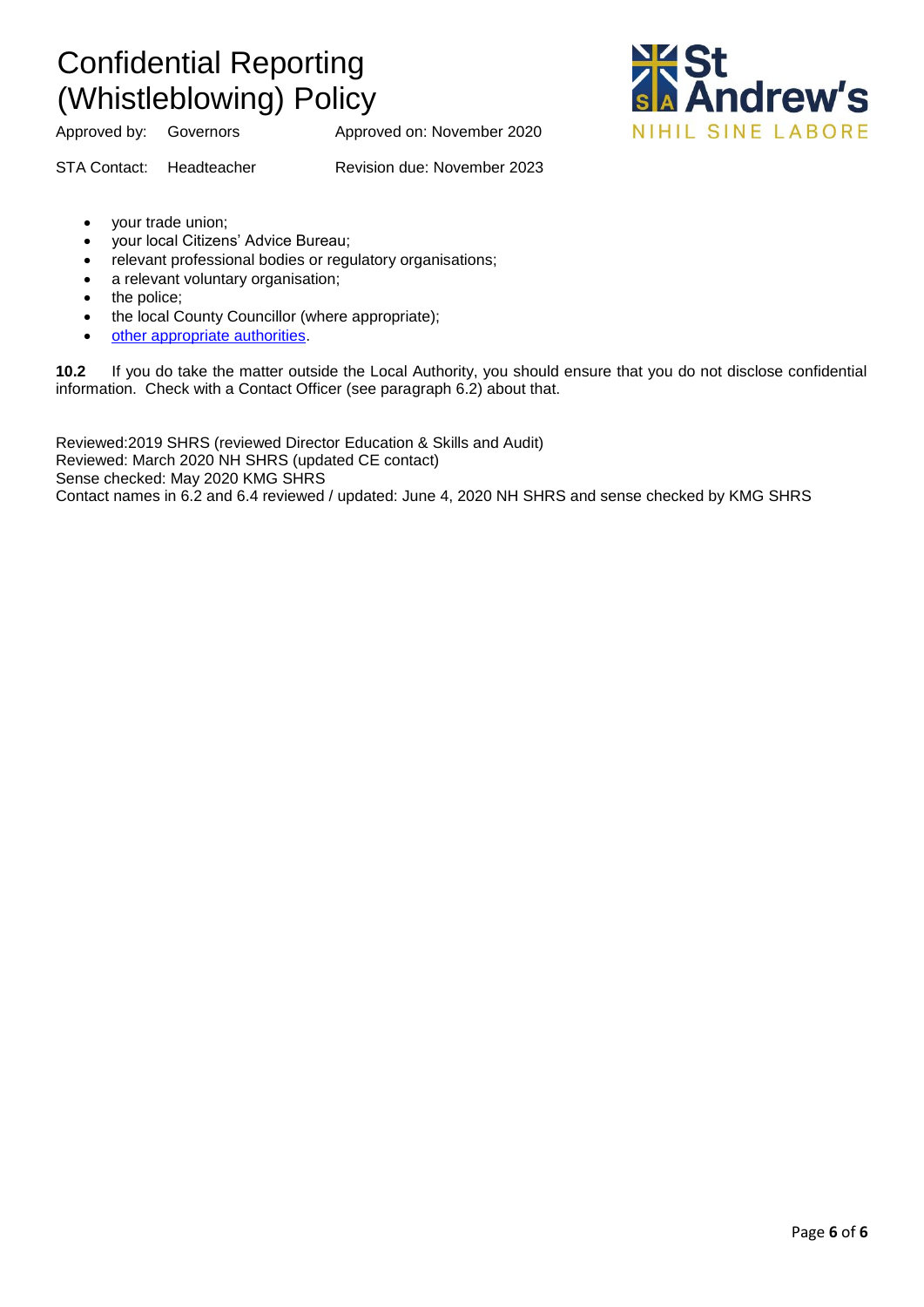- your trade union;
- your local Citizens' Advice Bureau;
- relevant professional bodies or regulatory organisations;
- a relevant voluntary organisation;
- the police;
- the local County Councillor (where appropriate);
- other appropriate authorities.

**10.2** If you do take the matter outside the Local Authority, you should ensure that you do not disclose confidential information. Check with a Contact Officer (see paragraph 6.2) about that.

Reviewed:2019 SHRS (reviewed Director Education & Skills and Audit)
Reviewed: March 2020 NH SHRS (updated CE contact)
Sense checked: May 2020 KMG SHRS
Contact names in 6.2 and 6.4 reviewed / updated: June 4, 2020 NH SHRS and sense checked by KMG SHRS